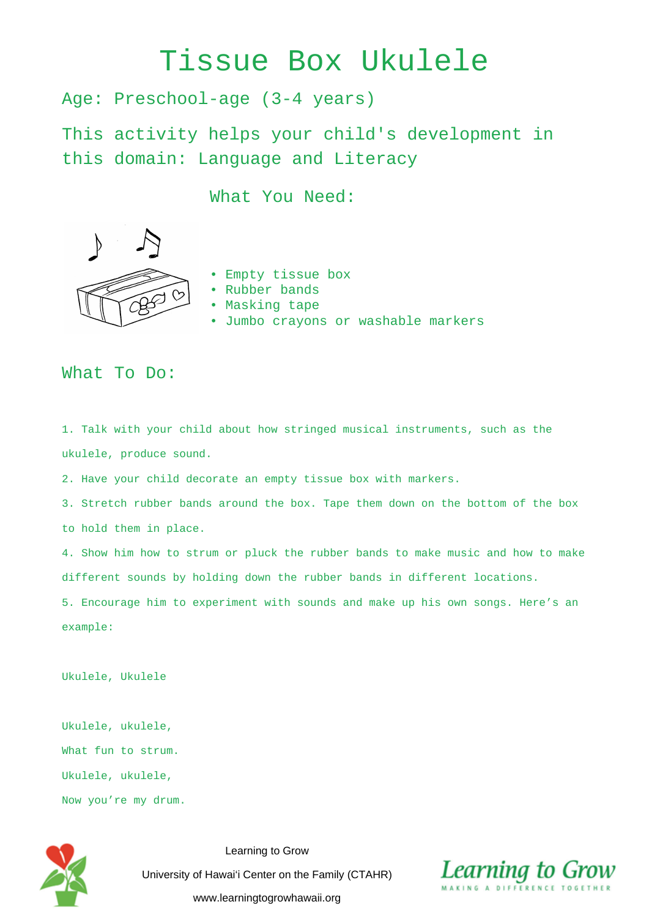# Tissue Box Ukulele

Age: Preschool-age (3-4 years)

This activity helps your child's development in this domain: Language and Literacy

## What You Need:

- Empty tissue box
- Rubber bands
- Masking tape
- Jumbo crayons or washable markers

## What To Do:

1. Talk with your child about how stringed musical instruments, such as the ukulele, produce sound.
2. Have your child decorate an empty tissue box with markers.
3. Stretch rubber bands around the box. Tape them down on the bottom of the box to hold them in place.
4. Show him how to strum or pluck the rubber bands to make music and how to make different sounds by holding down the rubber bands in different locations.
5. Encourage him to experiment with sounds and make up his own songs. Here's an example:

Ukulele, Ukulele

Ukulele, ukulele,
What fun to strum.
Ukulele, ukulele,
Now you're my drum.

Learning to Grow
University of Hawai'i Center on the Family (CTAHR)
www.learningtogrowhawaii.org

Learning to Grow
MAKING A DIFFERENCE TOGETHER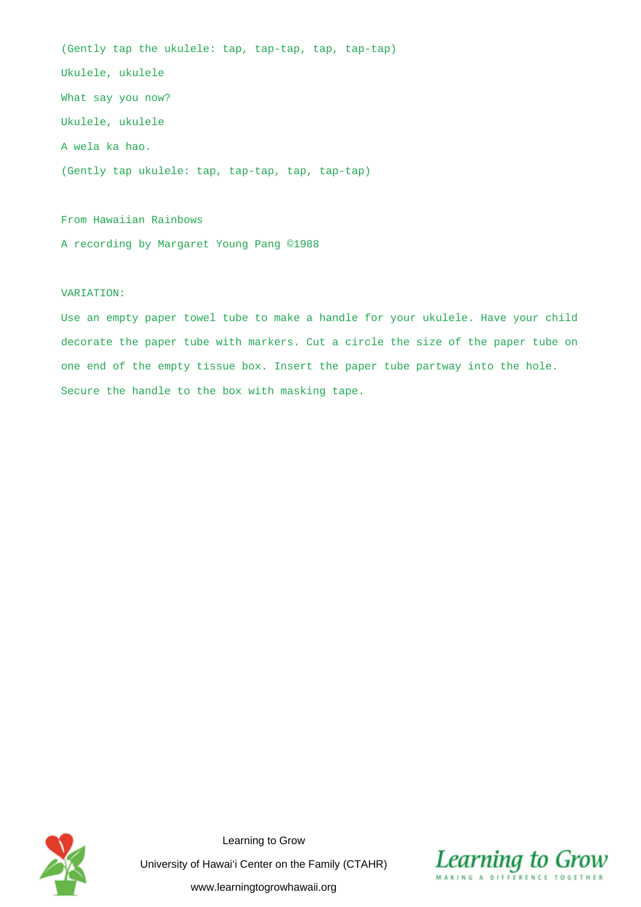(Gently tap the ukulele: tap, tap-tap, tap, tap-tap)

Ukulele, ukulele

What say you now?

Ukulele, ukulele

A wela ka hao.

(Gently tap ukulele: tap, tap-tap, tap, tap-tap)

From Hawaiian Rainbows

A recording by Margaret Young Pang ©1988

VARIATION:

Use an empty paper towel tube to make a handle for your ukulele. Have your child decorate the paper tube with markers. Cut a circle the size of the paper tube on one end of the empty tissue box. Insert the paper tube partway into the hole. Secure the handle to the box with masking tape.